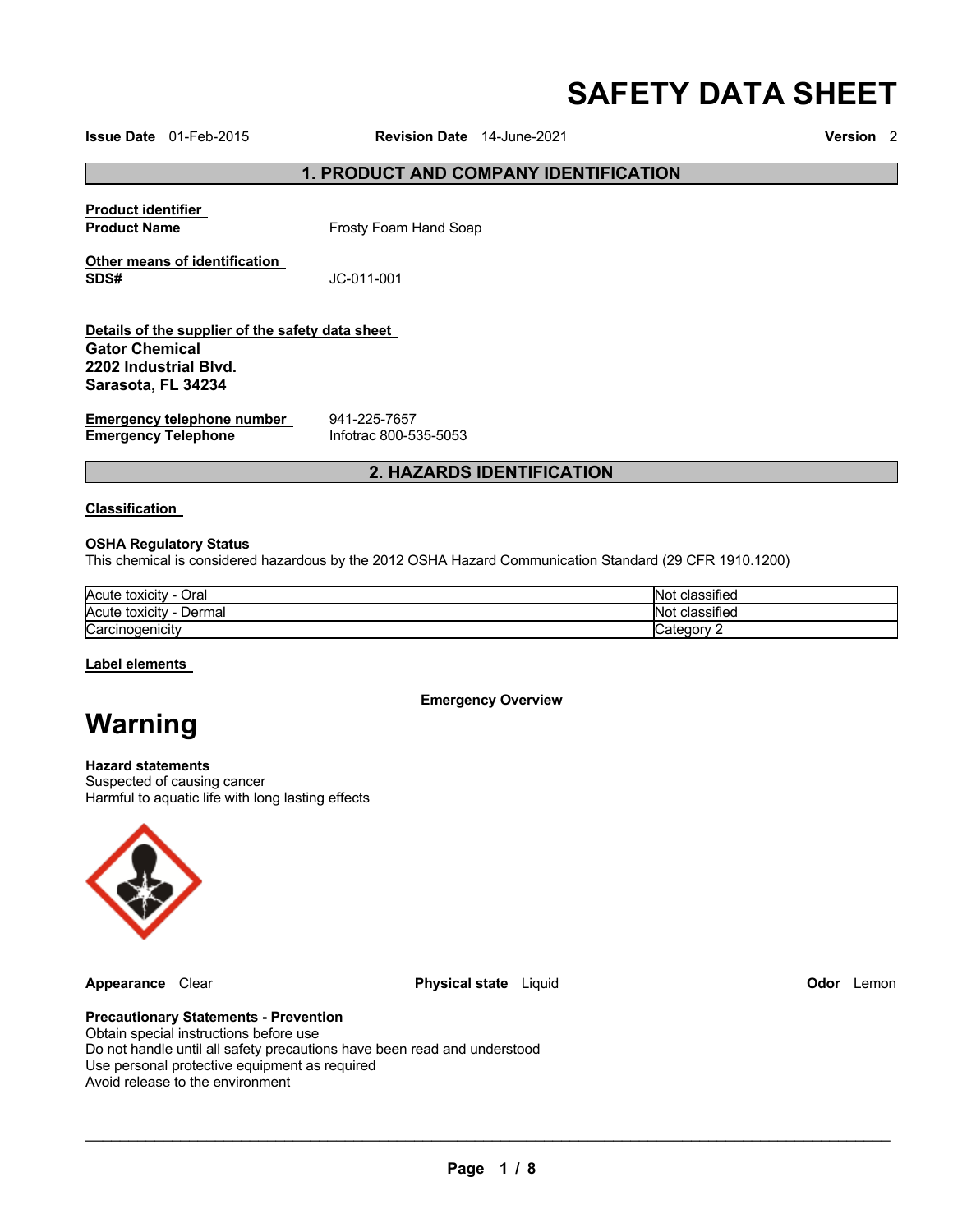# SAFETY DATA SHEET

**Issue Date** 01-Feb-2015 **Revision Date** 14-June-2021 **Version** 2

## 1. PRODUCT AND COMPANY IDENTIFICATION

**Product identifier**

**Product Name** Frosty Foam Hand Soap

**Other means of identification**

**SDS#** JC-011-001

**Details of the supplier of the safety data sheet**

**Gator Chemical**
**2202 Industrial Blvd.**
**Sarasota, FL 34234**

**Emergency telephone number** 941-225-7657
**Emergency Telephone** Infotrac 800-535-5053

## 2. HAZARDS IDENTIFICATION

**Classification**

**OSHA Regulatory Status**

This chemical is considered hazardous by the 2012 OSHA Hazard Communication Standard (29 CFR 1910.1200)

| | |
|---|---|
| Acute toxicity - Oral | Not classified |
| Acute toxicity - Dermal | Not classified |
| Carcinogenicity | Category 2 |

**Label elements**

**Emergency Overview**

# Warning

**Hazard statements**

Suspected of causing cancer
Harmful to aquatic life with long lasting effects

**Appearance** Clear **Physical state** Liquid **Odor** Lemon

**Precautionary Statements - Prevention**

Obtain special instructions before use
Do not handle until all safety precautions have been read and understood
Use personal protective equipment as required
Avoid release to the environment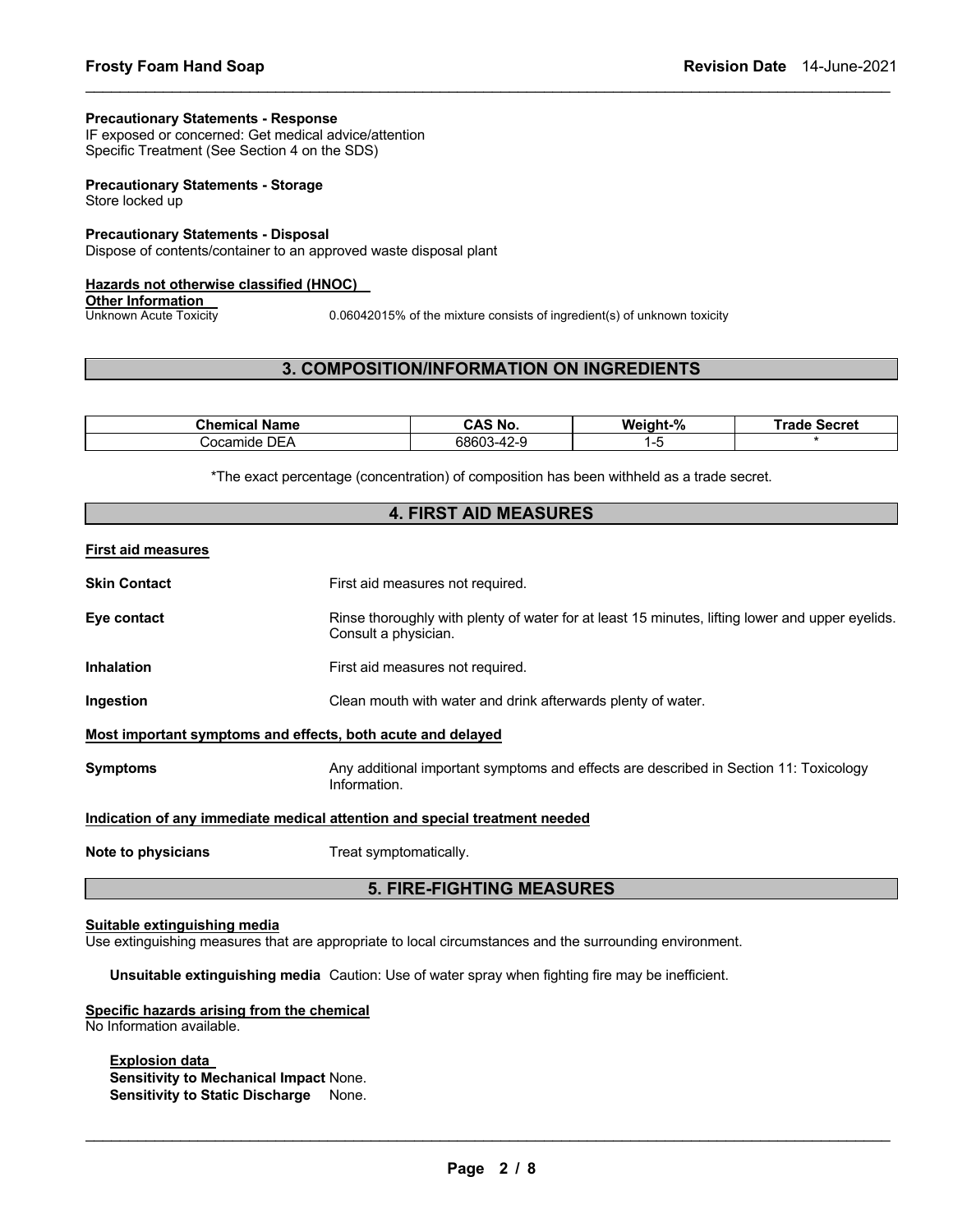**Precautionary Statements - Response**
IF exposed or concerned: Get medical advice/attention
Specific Treatment (See Section 4 on the SDS)

**Precautionary Statements - Storage**
Store locked up

**Precautionary Statements - Disposal**
Dispose of contents/container to an approved waste disposal plant

**Hazards not otherwise classified (HNOC)**

**Other Information**

Unknown Acute Toxicity: 0.06042015% of the mixture consists of ingredient(s) of unknown toxicity

## 3. COMPOSITION/INFORMATION ON INGREDIENTS

| Chemical Name | CAS No. | Weight-% | Trade Secret |
|---|---|---|---|
| Cocamide DEA | 68603-42-9 | 1-5 | * |

*The exact percentage (concentration) of composition has been withheld as a trade secret.

## 4. FIRST AID MEASURES

**First aid measures**

**Skin Contact**: First aid measures not required.

**Eye contact**: Rinse thoroughly with plenty of water for at least 15 minutes, lifting lower and upper eyelids. Consult a physician.

**Inhalation**: First aid measures not required.

**Ingestion**: Clean mouth with water and drink afterwards plenty of water.

**Most important symptoms and effects, both acute and delayed**

**Symptoms**: Any additional important symptoms and effects are described in Section 11: Toxicology Information.

**Indication of any immediate medical attention and special treatment needed**

**Note to physicians**: Treat symptomatically.

## 5. FIRE-FIGHTING MEASURES

**Suitable extinguishing media**
Use extinguishing measures that are appropriate to local circumstances and the surrounding environment.

**Unsuitable extinguishing media** Caution: Use of water spray when fighting fire may be inefficient.

**Specific hazards arising from the chemical**
No Information available.

**Explosion data**
**Sensitivity to Mechanical Impact** None.
**Sensitivity to Static Discharge** None.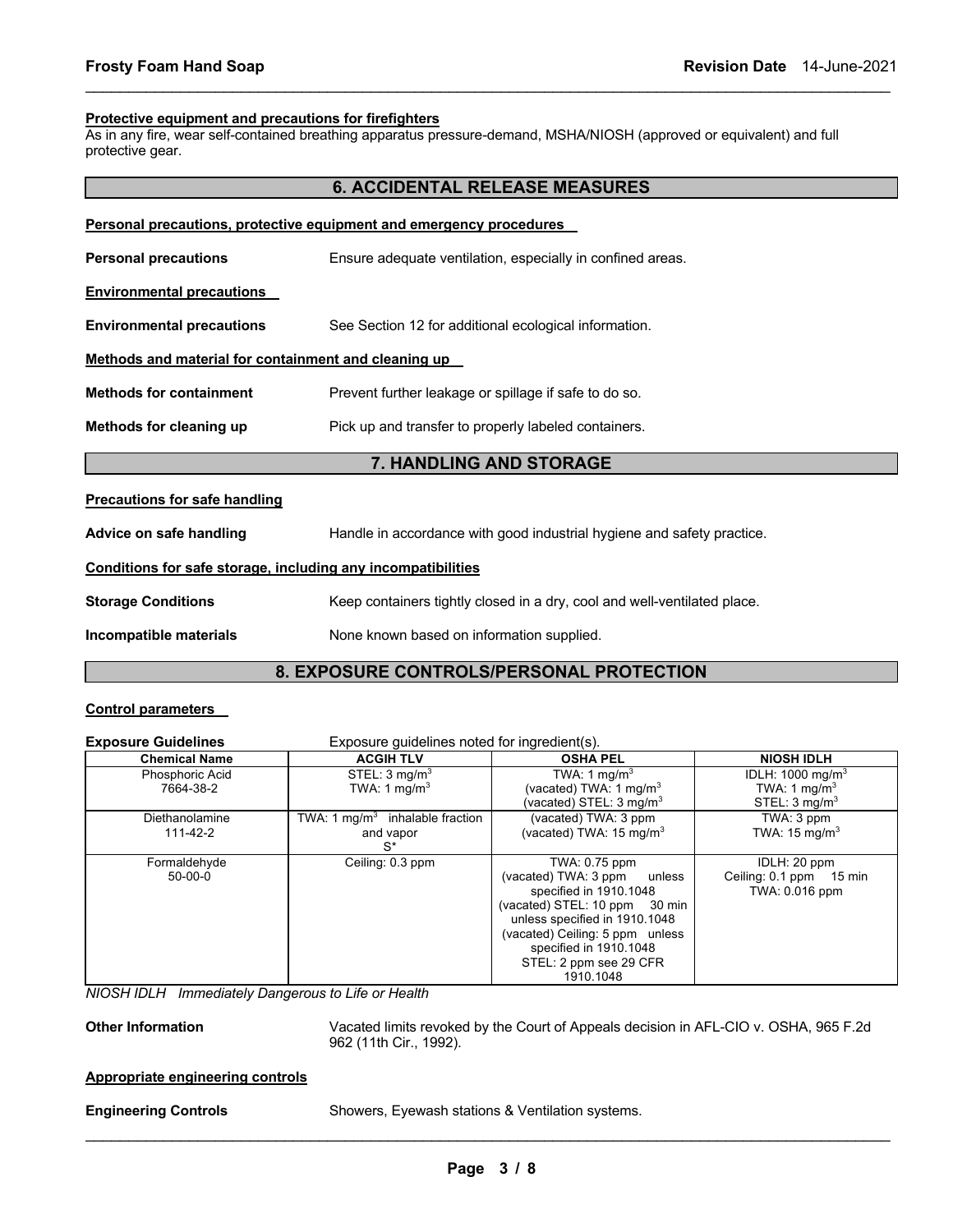**Protective equipment and precautions for firefighters**

As in any fire, wear self-contained breathing apparatus pressure-demand, MSHA/NIOSH (approved or equivalent) and full protective gear.

## 6. ACCIDENTAL RELEASE MEASURES

**Personal precautions, protective equipment and emergency procedures**

**Personal precautions** Ensure adequate ventilation, especially in confined areas.

**Environmental precautions**

**Environmental precautions** See Section 12 for additional ecological information.

**Methods and material for containment and cleaning up**

**Methods for containment** Prevent further leakage or spillage if safe to do so.

**Methods for cleaning up** Pick up and transfer to properly labeled containers.

## 7. HANDLING AND STORAGE

**Precautions for safe handling**

**Advice on safe handling** Handle in accordance with good industrial hygiene and safety practice.

**Conditions for safe storage, including any incompatibilities**

**Storage Conditions** Keep containers tightly closed in a dry, cool and well-ventilated place.

**Incompatible materials** None known based on information supplied.

## 8. EXPOSURE CONTROLS/PERSONAL PROTECTION

**Control parameters**

**Exposure Guidelines** Exposure guidelines noted for ingredient(s).

| Chemical Name | ACGIH TLV | OSHA PEL | NIOSH IDLH |
|---|---|---|---|
| Phosphoric Acid 7664-38-2 | STEL: 3 $mg/m^3$<br>TWA: 1 $mg/m^3$ | TWA: 1 $mg/m^3$<br>(vacated) TWA: 1 $mg/m^3$<br>(vacated) STEL: 3 $mg/m^3$ | IDLH: 1000 $mg/m^3$<br>TWA: 1 $mg/m^3$<br>STEL: 3 $mg/m^3$ |
| Diethanolamine 111-42-2 | TWA: 1 $mg/m^3$ inhalable fraction and vapor<br>S* | (vacated) TWA: 3 ppm<br>(vacated) TWA: 15 $mg/m^3$ | TWA: 3 ppm<br>TWA: 15 $mg/m^3$ |
| Formaldehyde 50-00-0 | Ceiling: 0.3 ppm | TWA: 0.75 ppm<br>(vacated) TWA: 3 ppm unless specified in 1910.1048<br>(vacated) STEL: 10 ppm 30 min unless specified in 1910.1048<br>(vacated) Ceiling: 5 ppm unless specified in 1910.1048<br>STEL: 2 ppm see 29 CFR 1910.1048 | IDLH: 20 ppm<br>Ceiling: 0.1 ppm 15 min<br>TWA: 0.016 ppm |

*NIOSH IDLH Immediately Dangerous to Life or Health*

**Other Information** Vacated limits revoked by the Court of Appeals decision in AFL-CIO v. OSHA, 965 F.2d 962 (11th Cir., 1992).

**Appropriate engineering controls**

**Engineering Controls** Showers, Eyewash stations & Ventilation systems.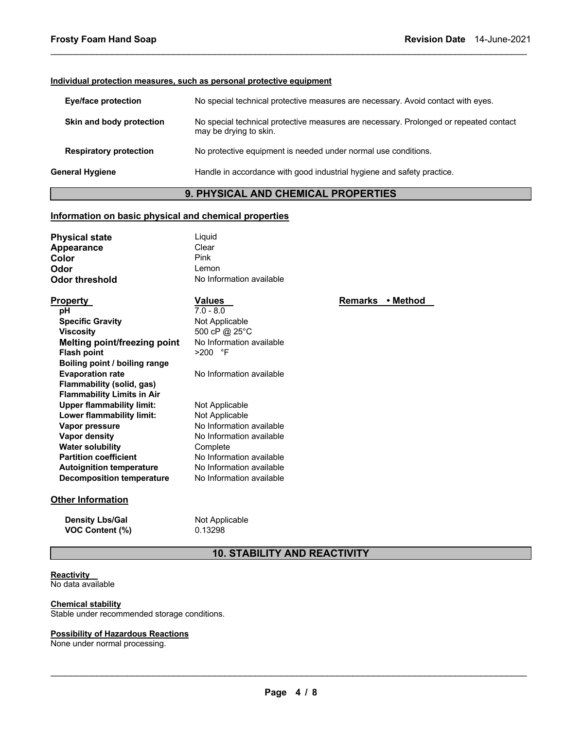**Individual protection measures, such as personal protective equipment**

| | |
|---|---|
| **Eye/face protection** | No special technical protective measures are necessary. Avoid contact with eyes. |
| **Skin and body protection** | No special technical protective measures are necessary. Prolonged or repeated contact may be drying to skin. |
| **Respiratory protection** | No protective equipment is needed under normal use conditions. |
| **General Hygiene** | Handle in accordance with good industrial hygiene and safety practice. |

## 9. PHYSICAL AND CHEMICAL PROPERTIES

### Information on basic physical and chemical properties

| | |
|---|---|
| **Physical state** | Liquid |
| **Appearance** | Clear |
| **Color** | Pink |
| **Odor** | Lemon |
| **Odor threshold** | No Information available |

| Property | Values | Remarks • Method |
|---|---|---|
| **pH** | 7.0 - 8.0 | |
| **Specific Gravity** | Not Applicable | |
| **Viscosity** | 500 cP @ 25°C | |
| **Melting point/freezing point** | No Information available | |
| **Flash point** | >200 °F | |
| **Boiling point / boiling range** | | |
| **Evaporation rate** | No Information available | |
| **Flammability (solid, gas)** | | |
| **Flammability Limits in Air** | | |
| **Upper flammability limit:** | Not Applicable | |
| **Lower flammability limit:** | Not Applicable | |
| **Vapor pressure** | No Information available | |
| **Vapor density** | No Information available | |
| **Water solubility** | Complete | |
| **Partition coefficient** | No Information available | |
| **Autoignition temperature** | No Information available | |
| **Decomposition temperature** | No Information available | |

### Other Information

| | |
|---|---|
| **Density Lbs/Gal** | Not Applicable |
| **VOC Content (%)** | 0.13298 |

## 10. STABILITY AND REACTIVITY

**Reactivity**
No data available

**Chemical stability**
Stable under recommended storage conditions.

**Possibility of Hazardous Reactions**
None under normal processing.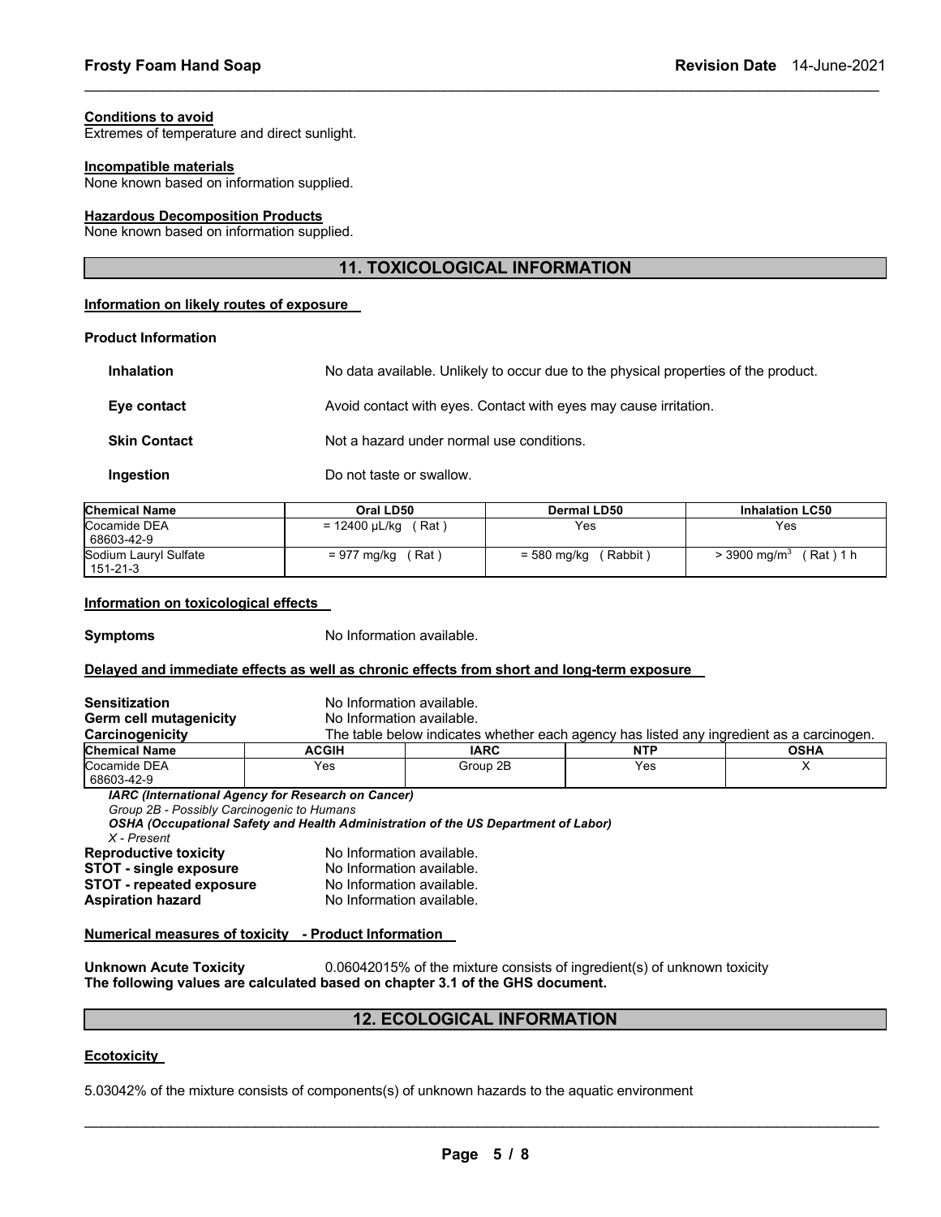**Conditions to avoid**
Extremes of temperature and direct sunlight.

**Incompatible materials**
None known based on information supplied.

**Hazardous Decomposition Products**
None known based on information supplied.

## 11. TOXICOLOGICAL INFORMATION

**Information on likely routes of exposure**

**Product Information**

**Inhalation** No data available. Unlikely to occur due to the physical properties of the product.

**Eye contact** Avoid contact with eyes. Contact with eyes may cause irritation.

**Skin Contact** Not a hazard under normal use conditions.

**Ingestion** Do not taste or swallow.

| Chemical Name | Oral LD50 | Dermal LD50 | Inhalation LC50 |
|---|---|---|---|
| Cocamide DEA 68603-42-9 | = 12400 µL/kg ( Rat ) | Yes | Yes |
| Sodium Lauryl Sulfate 151-21-3 | = 977 mg/kg ( Rat ) | = 580 mg/kg ( Rabbit ) | > 3900 $mg/m^3$ ( Rat ) 1 h |

**Information on toxicological effects**

**Symptoms** No Information available.

**Delayed and immediate effects as well as chronic effects from short and long-term exposure**

**Sensitization** No Information available.
**Germ cell mutagenicity** No Information available.
**Carcinogenicity** The table below indicates whether each agency has listed any ingredient as a carcinogen.

| Chemical Name | ACGIH | IARC | NTP | OSHA |
|---|---|---|---|---|
| Cocamide DEA 68603-42-9 | Yes | Group 2B | Yes | X |

***IARC (International Agency for Research on Cancer)***
*Group 2B - Possibly Carcinogenic to Humans*
***OSHA (Occupational Safety and Health Administration of the US Department of Labor)***
*X - Present*

**Reproductive toxicity** No Information available.
**STOT - single exposure** No Information available.
**STOT - repeated exposure** No Information available.
**Aspiration hazard** No Information available.

**Numerical measures of toxicity - Product Information**

**Unknown Acute Toxicity** 0.06042015% of the mixture consists of ingredient(s) of unknown toxicity
**The following values are calculated based on chapter 3.1 of the GHS document.**

## 12. ECOLOGICAL INFORMATION

**Ecotoxicity**

5.03042% of the mixture consists of components(s) of unknown hazards to the aquatic environment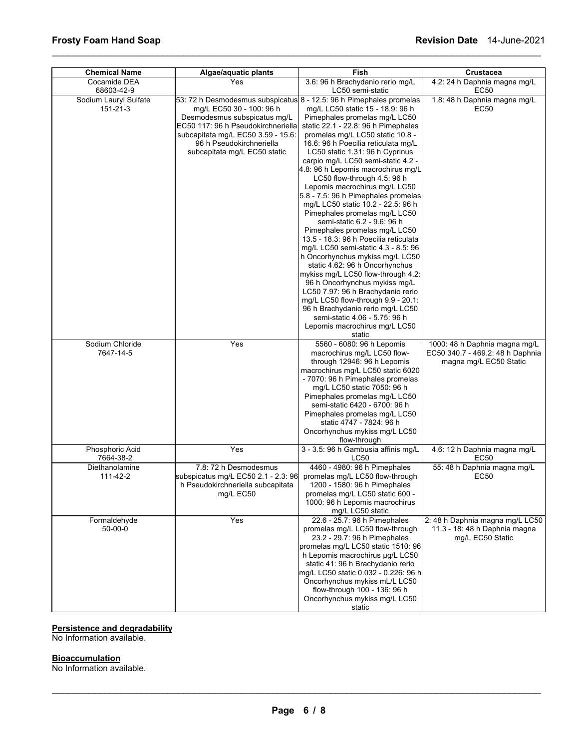| Chemical Name | Algae/aquatic plants | Fish | Crustacea |
| --- | --- | --- | --- |
| Cocamide DEA 68603-42-9 | Yes | 3.6: 96 h Brachydanio rerio mg/L LC50 semi-static | 4.2: 24 h Daphnia magna mg/L EC50 |
| Sodium Lauryl Sulfate 151-21-3 | 53: 72 h Desmodesmus subspicatus mg/L EC50 30 - 100: 96 h Desmodesmus subspicatus mg/L EC50 117: 96 h Pseudokirchneriella subcapitata mg/L EC50 3.59 - 15.6: 96 h Pseudokirchneriella subcapitata mg/L EC50 static | 8 - 12.5: 96 h Pimephales promelas mg/L LC50 static 15 - 18.9: 96 h Pimephales promelas mg/L LC50 static 22.1 - 22.8: 96 h Pimephales promelas mg/L LC50 static 10.8 - 16.6: 96 h Poecilia reticulata mg/L LC50 static 1.31: 96 h Cyprinus carpio mg/L LC50 semi-static 4.2 - 4.8: 96 h Lepomis macrochirus mg/L LC50 flow-through 4.5: 96 h Lepomis macrochirus mg/L LC50 5.8 - 7.5: 96 h Pimephales promelas mg/L LC50 static 10.2 - 22.5: 96 h Pimephales promelas mg/L LC50 semi-static 6.2 - 9.6: 96 h Pimephales promelas mg/L LC50 13.5 - 18.3: 96 h Poecilia reticulata mg/L LC50 semi-static 4.3 - 8.5: 96 h Oncorhynchus mykiss mg/L LC50 static 4.62: 96 h Oncorhynchus mykiss mg/L LC50 flow-through 4.2: 96 h Oncorhynchus mykiss mg/L LC50 7.97: 96 h Brachydanio rerio mg/L LC50 flow-through 9.9 - 20.1: 96 h Brachydanio rerio mg/L LC50 semi-static 4.06 - 5.75: 96 h Lepomis macrochirus mg/L LC50 static | 1.8: 48 h Daphnia magna mg/L EC50 |
| Sodium Chloride 7647-14-5 | Yes | 5560 - 6080: 96 h Lepomis macrochirus mg/L LC50 flow-through 12946: 96 h Lepomis macrochirus mg/L LC50 static 6020 - 7070: 96 h Pimephales promelas mg/L LC50 static 7050: 96 h Pimephales promelas mg/L LC50 semi-static 6420 - 6700: 96 h Pimephales promelas mg/L LC50 static 4747 - 7824: 96 h Oncorhynchus mykiss mg/L LC50 flow-through | 1000: 48 h Daphnia magna mg/L EC50 340.7 - 469.2: 48 h Daphnia magna mg/L EC50 Static |
| Phosphoric Acid 7664-38-2 | Yes | 3 - 3.5: 96 h Gambusia affinis mg/L LC50 | 4.6: 12 h Daphnia magna mg/L EC50 |
| Diethanolamine 111-42-2 | 7.8: 72 h Desmodesmus subspicatus mg/L EC50 2.1 - 2.3: 96 h Pseudokirchneriella subcapitata mg/L EC50 | 4460 - 4980: 96 h Pimephales promelas mg/L LC50 flow-through 1200 - 1580: 96 h Pimephales promelas mg/L LC50 static 600 - 1000: 96 h Lepomis macrochirus mg/L LC50 static | 55: 48 h Daphnia magna mg/L EC50 |
| Formaldehyde 50-00-0 | Yes | 22.6 - 25.7: 96 h Pimephales promelas mg/L LC50 flow-through 23.2 - 29.7: 96 h Pimephales promelas mg/L LC50 static 1510: 96 h Lepomis macrochirus µg/L LC50 static 41: 96 h Brachydanio rerio mg/L LC50 static 0.032 - 0.226: 96 h Oncorhynchus mykiss mL/L LC50 flow-through 100 - 136: 96 h Oncorhynchus mykiss mg/L LC50 static | 2: 48 h Daphnia magna mg/L LC50 11.3 - 18: 48 h Daphnia magna mg/L EC50 Static |

**Persistence and degradability**

No Information available.

**Bioaccumulation**

No Information available.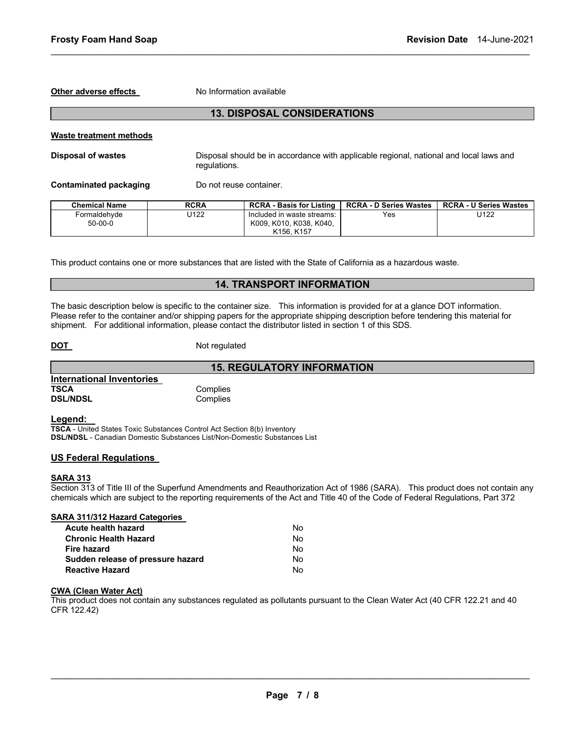**Other adverse effects** No Information available

## 13. DISPOSAL CONSIDERATIONS

**Waste treatment methods**

**Disposal of wastes** Disposal should be in accordance with applicable regional, national and local laws and regulations.

**Contaminated packaging** Do not reuse container.

| Chemical Name | RCRA | RCRA - Basis for Listing | RCRA - D Series Wastes | RCRA - U Series Wastes |
|---|---|---|---|---|
| Formaldehyde 50-00-0 | U122 | Included in waste streams: K009, K010, K038, K040, K156, K157 | Yes | U122 |

This product contains one or more substances that are listed with the State of California as a hazardous waste.

## 14. TRANSPORT INFORMATION

The basic description below is specific to the container size. This information is provided for at a glance DOT information. Please refer to the container and/or shipping papers for the appropriate shipping description before tendering this material for shipment. For additional information, please contact the distributor listed in section 1 of this SDS.

**DOT** Not regulated

## 15. REGULATORY INFORMATION

**International Inventories**

**TSCA** Complies
**DSL/NDSL** Complies

**Legend:**

**TSCA** - United States Toxic Substances Control Act Section 8(b) Inventory
**DSL/NDSL** - Canadian Domestic Substances List/Non-Domestic Substances List

**US Federal Regulations**

**SARA 313**

Section 313 of Title III of the Superfund Amendments and Reauthorization Act of 1986 (SARA). This product does not contain any chemicals which are subject to the reporting requirements of the Act and Title 40 of the Code of Federal Regulations, Part 372

**SARA 311/312 Hazard Categories**

| | |
|---|---|
| **Acute health hazard** | No |
| **Chronic Health Hazard** | No |
| **Fire hazard** | No |
| **Sudden release of pressure hazard** | No |
| **Reactive Hazard** | No |

**CWA (Clean Water Act)**

This product does not contain any substances regulated as pollutants pursuant to the Clean Water Act (40 CFR 122.21 and 40 CFR 122.42)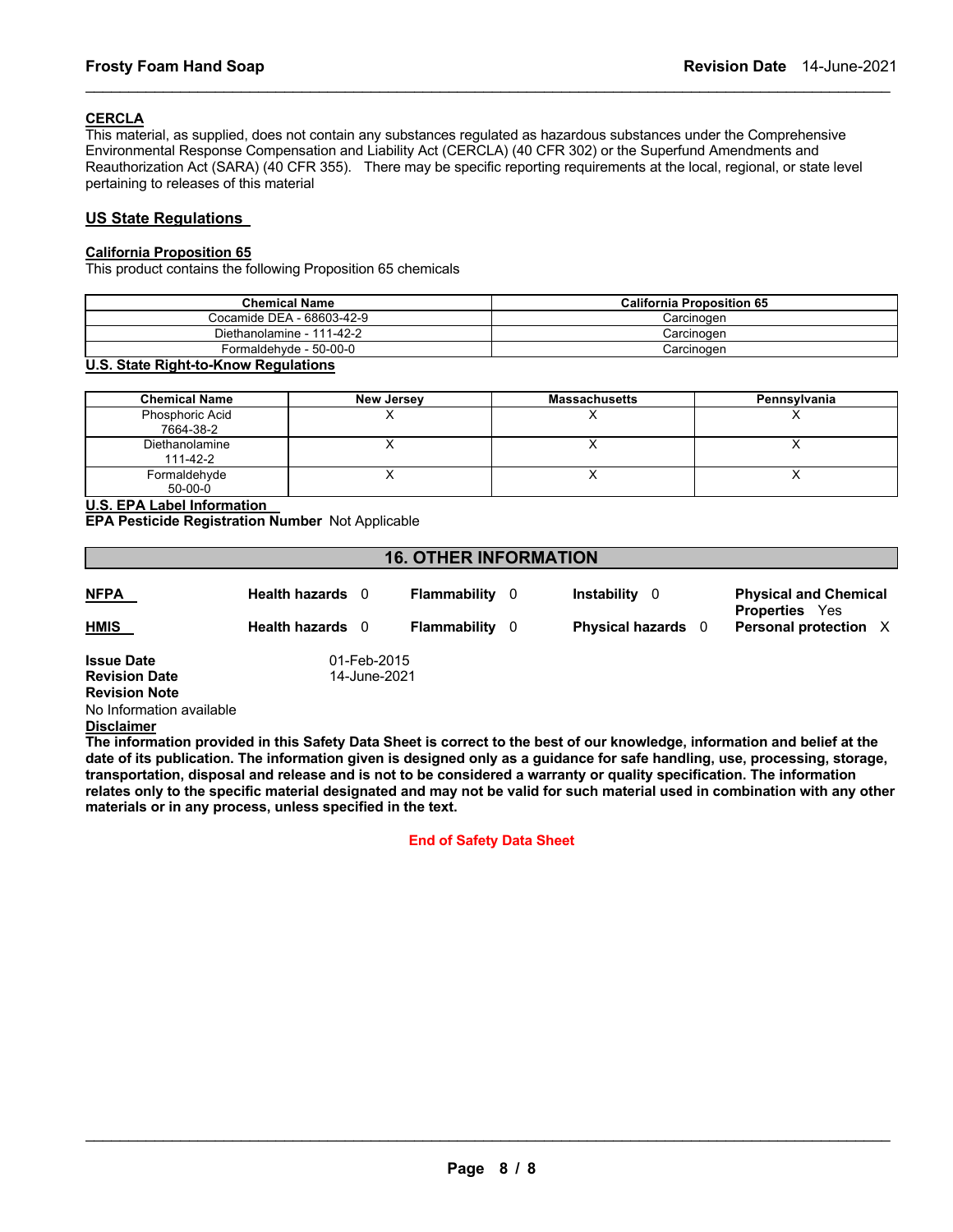#### CERCLA

This material, as supplied, does not contain any substances regulated as hazardous substances under the Comprehensive Environmental Response Compensation and Liability Act (CERCLA) (40 CFR 302) or the Superfund Amendments and Reauthorization Act (SARA) (40 CFR 355). There may be specific reporting requirements at the local, regional, or state level pertaining to releases of this material

### US State Regulations

#### California Proposition 65

This product contains the following Proposition 65 chemicals

| Chemical Name | California Proposition 65 |
|---|---|
| Cocamide DEA - 68603-42-9 | Carcinogen |
| Diethanolamine - 111-42-2 | Carcinogen |
| Formaldehyde - 50-00-0 | Carcinogen |

#### U.S. State Right-to-Know Regulations

| Chemical Name | New Jersey | Massachusetts | Pennsylvania |
|---|---|---|---|
| Phosphoric Acid 7664-38-2 | X | X | X |
| Diethanolamine 111-42-2 | X | X | X |
| Formaldehyde 50-00-0 | X | X | X |

#### U.S. EPA Label Information

**EPA Pesticide Registration Number** Not Applicable

## 16. OTHER INFORMATION

| | | | | |
|---|---|---|---|---|
| **NFPA** | **Health hazards** 0 | **Flammability** 0 | **Instability** 0 | **Physical and Chemical Properties** Yes |
| **HMIS** | **Health hazards** 0 | **Flammability** 0 | **Physical hazards** 0 | **Personal protection** X |

**Issue Date** 01-Feb-2015
**Revision Date** 14-June-2021
**Revision Note**
No Information available

**Disclaimer**

**The information provided in this Safety Data Sheet is correct to the best of our knowledge, information and belief at the date of its publication. The information given is designed only as a guidance for safe handling, use, processing, storage, transportation, disposal and release and is not to be considered a warranty or quality specification. The information relates only to the specific material designated and may not be valid for such material used in combination with any other materials or in any process, unless specified in the text.**

**End of Safety Data Sheet**